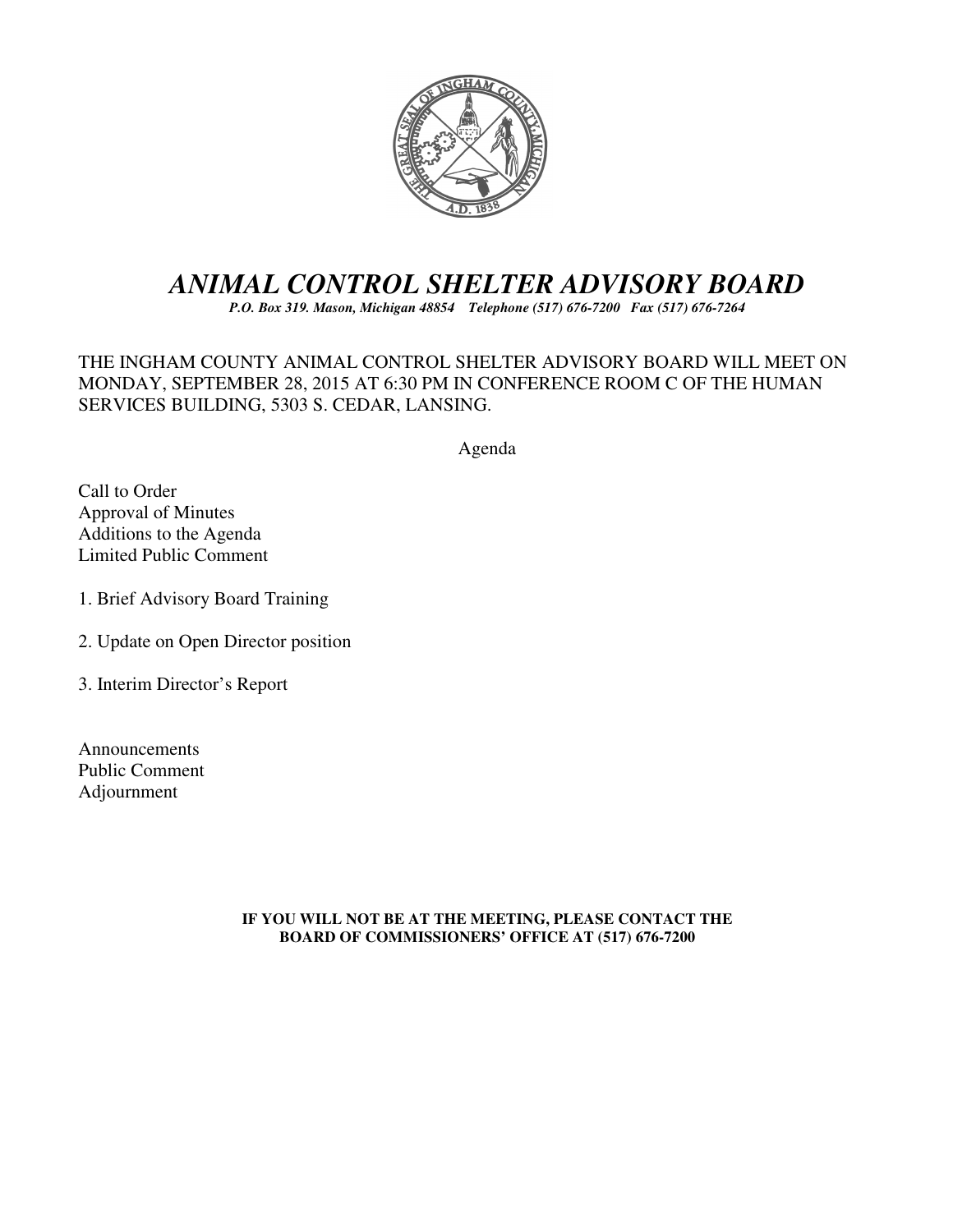# *ANIMAL CONTROL SHELTER ADVISORY BOARD*

***P.O. Box 319. Mason, Michigan 48854    Telephone (517) 676-7200   Fax (517) 676-7264***

THE INGHAM COUNTY ANIMAL CONTROL SHELTER ADVISORY BOARD WILL MEET ON MONDAY, SEPTEMBER 28, 2015 AT 6:30 PM IN CONFERENCE ROOM C OF THE HUMAN SERVICES BUILDING, 5303 S. CEDAR, LANSING.

Agenda

Call to Order
Approval of Minutes
Additions to the Agenda
Limited Public Comment

1. Brief Advisory Board Training

2. Update on Open Director position

3. Interim Director's Report

Announcements
Public Comment
Adjournment

**IF YOU WILL NOT BE AT THE MEETING, PLEASE CONTACT THE BOARD OF COMMISSIONERS' OFFICE AT (517) 676-7200**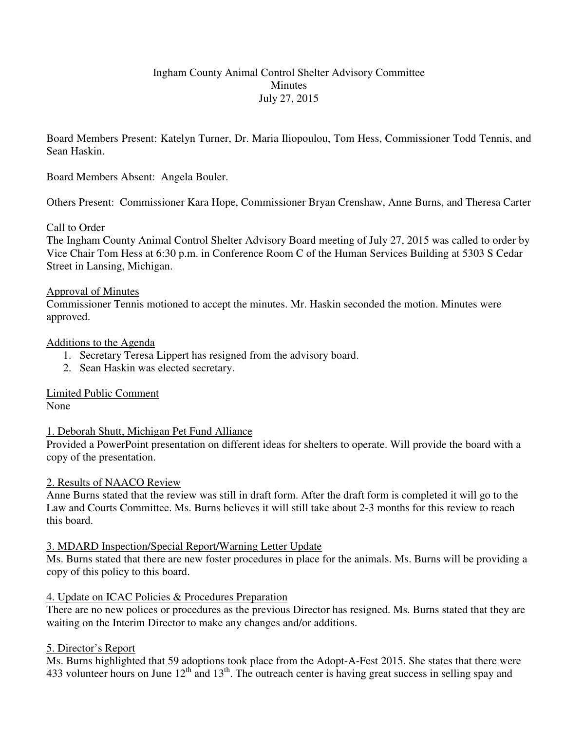Ingham County Animal Control Shelter Advisory Committee
Minutes
July 27, 2015

Board Members Present: Katelyn Turner, Dr. Maria Iliopoulou, Tom Hess, Commissioner Todd Tennis, and Sean Haskin.

Board Members Absent: Angela Bouler.

Others Present: Commissioner Kara Hope, Commissioner Bryan Crenshaw, Anne Burns, and Theresa Carter

Call to Order
The Ingham County Animal Control Shelter Advisory Board meeting of July 27, 2015 was called to order by Vice Chair Tom Hess at 6:30 p.m. in Conference Room C of the Human Services Building at 5303 S Cedar Street in Lansing, Michigan.

Approval of Minutes
Commissioner Tennis motioned to accept the minutes. Mr. Haskin seconded the motion. Minutes were approved.

Additions to the Agenda
1. Secretary Teresa Lippert has resigned from the advisory board.
2. Sean Haskin was elected secretary.

Limited Public Comment
None

1. Deborah Shutt, Michigan Pet Fund Alliance
Provided a PowerPoint presentation on different ideas for shelters to operate. Will provide the board with a copy of the presentation.

2. Results of NAACO Review
Anne Burns stated that the review was still in draft form. After the draft form is completed it will go to the Law and Courts Committee. Ms. Burns believes it will still take about 2-3 months for this review to reach this board.

3. MDARD Inspection/Special Report/Warning Letter Update
Ms. Burns stated that there are new foster procedures in place for the animals. Ms. Burns will be providing a copy of this policy to this board.

4. Update on ICAC Policies & Procedures Preparation
There are no new polices or procedures as the previous Director has resigned. Ms. Burns stated that they are waiting on the Interim Director to make any changes and/or additions.

5. Director's Report
Ms. Burns highlighted that 59 adoptions took place from the Adopt-A-Fest 2015. She states that there were 433 volunteer hours on June 12th and 13th. The outreach center is having great success in selling spay and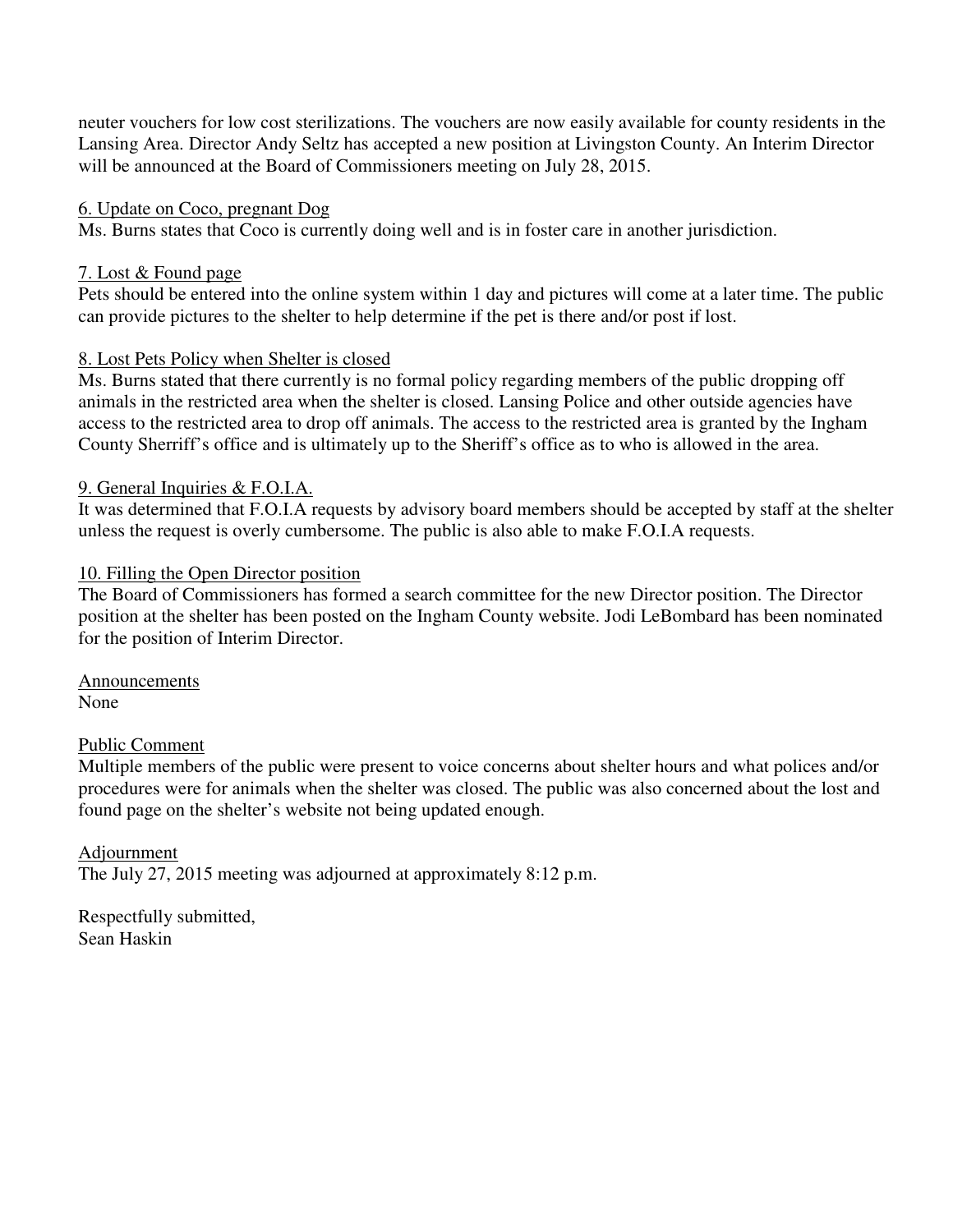neuter vouchers for low cost sterilizations. The vouchers are now easily available for county residents in the Lansing Area. Director Andy Seltz has accepted a new position at Livingston County. An Interim Director will be announced at the Board of Commissioners meeting on July 28, 2015.

6. Update on Coco, pregnant Dog

Ms. Burns states that Coco is currently doing well and is in foster care in another jurisdiction.

7. Lost & Found page

Pets should be entered into the online system within 1 day and pictures will come at a later time. The public can provide pictures to the shelter to help determine if the pet is there and/or post if lost.

8. Lost Pets Policy when Shelter is closed

Ms. Burns stated that there currently is no formal policy regarding members of the public dropping off animals in the restricted area when the shelter is closed. Lansing Police and other outside agencies have access to the restricted area to drop off animals. The access to the restricted area is granted by the Ingham County Sherriff's office and is ultimately up to the Sheriff's office as to who is allowed in the area.

9. General Inquiries & F.O.I.A.

It was determined that F.O.I.A requests by advisory board members should be accepted by staff at the shelter unless the request is overly cumbersome. The public is also able to make F.O.I.A requests.

10. Filling the Open Director position

The Board of Commissioners has formed a search committee for the new Director position. The Director position at the shelter has been posted on the Ingham County website. Jodi LeBombard has been nominated for the position of Interim Director.

Announcements

None

Public Comment

Multiple members of the public were present to voice concerns about shelter hours and what polices and/or procedures were for animals when the shelter was closed. The public was also concerned about the lost and found page on the shelter's website not being updated enough.

Adjournment

The July 27, 2015 meeting was adjourned at approximately 8:12 p.m.

Respectfully submitted,
Sean Haskin